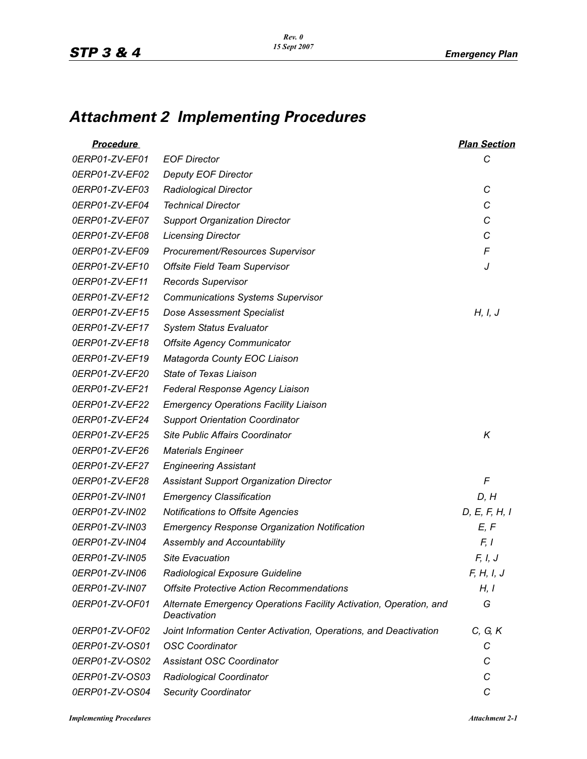# Attachment 2 Implementing Procedures

| Procedure | | Plan Section |
|---|---|---|
| 0ERP01-ZV-EF01 | EOF Director | C |
| 0ERP01-ZV-EF02 | Deputy EOF Director | |
| 0ERP01-ZV-EF03 | Radiological Director | C |
| 0ERP01-ZV-EF04 | Technical Director | C |
| 0ERP01-ZV-EF07 | Support Organization Director | C |
| 0ERP01-ZV-EF08 | Licensing Director | C |
| 0ERP01-ZV-EF09 | Procurement/Resources Supervisor | F |
| 0ERP01-ZV-EF10 | Offsite Field Team Supervisor | J |
| 0ERP01-ZV-EF11 | Records Supervisor | |
| 0ERP01-ZV-EF12 | Communications Systems Supervisor | |
| 0ERP01-ZV-EF15 | Dose Assessment Specialist | H, I, J |
| 0ERP01-ZV-EF17 | System Status Evaluator | |
| 0ERP01-ZV-EF18 | Offsite Agency Communicator | |
| 0ERP01-ZV-EF19 | Matagorda County EOC Liaison | |
| 0ERP01-ZV-EF20 | State of Texas Liaison | |
| 0ERP01-ZV-EF21 | Federal Response Agency Liaison | |
| 0ERP01-ZV-EF22 | Emergency Operations Facility Liaison | |
| 0ERP01-ZV-EF24 | Support Orientation Coordinator | |
| 0ERP01-ZV-EF25 | Site Public Affairs Coordinator | K |
| 0ERP01-ZV-EF26 | Materials Engineer | |
| 0ERP01-ZV-EF27 | Engineering Assistant | |
| 0ERP01-ZV-EF28 | Assistant Support Organization Director | F |
| 0ERP01-ZV-IN01 | Emergency Classification | D, H |
| 0ERP01-ZV-IN02 | Notifications to Offsite Agencies | D, E, F, H, I |
| 0ERP01-ZV-IN03 | Emergency Response Organization Notification | E, F |
| 0ERP01-ZV-IN04 | Assembly and Accountability | F, I |
| 0ERP01-ZV-IN05 | Site Evacuation | F, I, J |
| 0ERP01-ZV-IN06 | Radiological Exposure Guideline | F, H, I, J |
| 0ERP01-ZV-IN07 | Offsite Protective Action Recommendations | H, I |
| 0ERP01-ZV-OF01 | Alternate Emergency Operations Facility Activation, Operation, and Deactivation | G |
| 0ERP01-ZV-OF02 | Joint Information Center Activation, Operations, and Deactivation | C, G, K |
| 0ERP01-ZV-OS01 | OSC Coordinator | C |
| 0ERP01-ZV-OS02 | Assistant OSC Coordinator | C |
| 0ERP01-ZV-OS03 | Radiological Coordinator | C |
| 0ERP01-ZV-OS04 | Security Coordinator | C |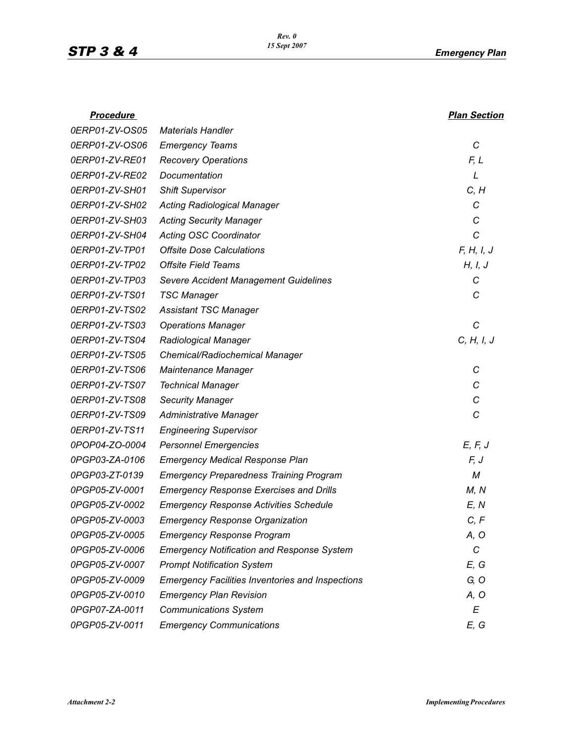| Procedure | | Plan Section |
|---|---|---|
| 0ERP01-ZV-OS05 | Materials Handler | |
| 0ERP01-ZV-OS06 | Emergency Teams | C |
| 0ERP01-ZV-RE01 | Recovery Operations | F, L |
| 0ERP01-ZV-RE02 | Documentation | L |
| 0ERP01-ZV-SH01 | Shift Supervisor | C, H |
| 0ERP01-ZV-SH02 | Acting Radiological Manager | C |
| 0ERP01-ZV-SH03 | Acting Security Manager | C |
| 0ERP01-ZV-SH04 | Acting OSC Coordinator | C |
| 0ERP01-ZV-TP01 | Offsite Dose Calculations | F, H, I, J |
| 0ERP01-ZV-TP02 | Offsite Field Teams | H, I, J |
| 0ERP01-ZV-TP03 | Severe Accident Management Guidelines | C |
| 0ERP01-ZV-TS01 | TSC Manager | C |
| 0ERP01-ZV-TS02 | Assistant TSC Manager | |
| 0ERP01-ZV-TS03 | Operations Manager | C |
| 0ERP01-ZV-TS04 | Radiological Manager | C, H, I, J |
| 0ERP01-ZV-TS05 | Chemical/Radiochemical Manager | |
| 0ERP01-ZV-TS06 | Maintenance Manager | C |
| 0ERP01-ZV-TS07 | Technical Manager | C |
| 0ERP01-ZV-TS08 | Security Manager | C |
| 0ERP01-ZV-TS09 | Administrative Manager | C |
| 0ERP01-ZV-TS11 | Engineering Supervisor | |
| 0POP04-ZO-0004 | Personnel Emergencies | E, F, J |
| 0PGP03-ZA-0106 | Emergency Medical Response Plan | F, J |
| 0PGP03-ZT-0139 | Emergency Preparedness Training Program | M |
| 0PGP05-ZV-0001 | Emergency Response Exercises and Drills | M, N |
| 0PGP05-ZV-0002 | Emergency Response Activities Schedule | E, N |
| 0PGP05-ZV-0003 | Emergency Response Organization | C, F |
| 0PGP05-ZV-0005 | Emergency Response Program | A, O |
| 0PGP05-ZV-0006 | Emergency Notification and Response System | C |
| 0PGP05-ZV-0007 | Prompt Notification System | E, G |
| 0PGP05-ZV-0009 | Emergency Facilities Inventories and Inspections | G, O |
| 0PGP05-ZV-0010 | Emergency Plan Revision | A, O |
| 0PGP07-ZA-0011 | Communications System | E |
| 0PGP05-ZV-0011 | Emergency Communications | E, G |